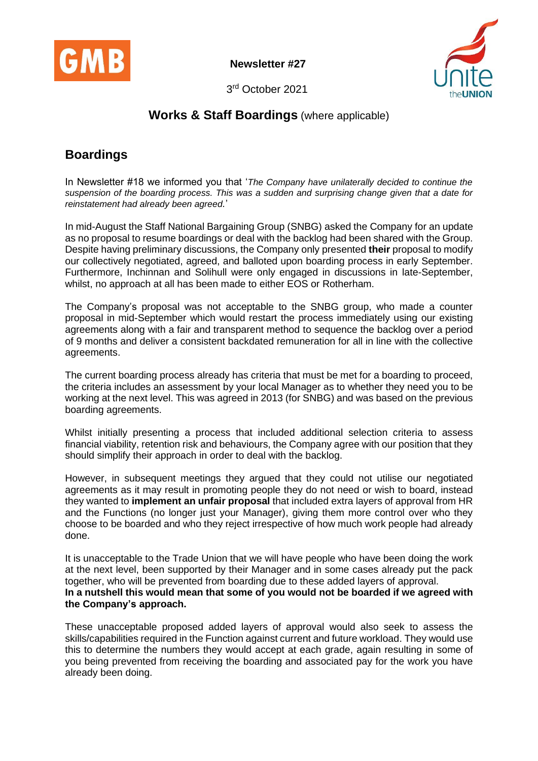**Newsletter #27**

3rd October 2021

## **Works & Staff Boardings** (where applicable)

# Boardings

In Newsletter #18 we informed you that '*The Company have unilaterally decided to continue the suspension of the boarding process. This was a sudden and surprising change given that a date for reinstatement had already been agreed.*'

In mid-August the Staff National Bargaining Group (SNBG) asked the Company for an update as no proposal to resume boardings or deal with the backlog had been shared with the Group. Despite having preliminary discussions, the Company only presented **their** proposal to modify our collectively negotiated, agreed, and balloted upon boarding process in early September. Furthermore, Inchinnan and Solihull were only engaged in discussions in late-September, whilst, no approach at all has been made to either EOS or Rotherham.

The Company's proposal was not acceptable to the SNBG group, who made a counter proposal in mid-September which would restart the process immediately using our existing agreements along with a fair and transparent method to sequence the backlog over a period of 9 months and deliver a consistent backdated remuneration for all in line with the collective agreements.

The current boarding process already has criteria that must be met for a boarding to proceed, the criteria includes an assessment by your local Manager as to whether they need you to be working at the next level. This was agreed in 2013 (for SNBG) and was based on the previous boarding agreements.

Whilst initially presenting a process that included additional selection criteria to assess financial viability, retention risk and behaviours, the Company agree with our position that they should simplify their approach in order to deal with the backlog.

However, in subsequent meetings they argued that they could not utilise our negotiated agreements as it may result in promoting people they do not need or wish to board, instead they wanted to **implement an unfair proposal** that included extra layers of approval from HR and the Functions (no longer just your Manager), giving them more control over who they choose to be boarded and who they reject irrespective of how much work people had already done.

It is unacceptable to the Trade Union that we will have people who have been doing the work at the next level, been supported by their Manager and in some cases already put the pack together, who will be prevented from boarding due to these added layers of approval.
**In a nutshell this would mean that some of you would not be boarded if we agreed with the Company's approach.**

These unacceptable proposed added layers of approval would also seek to assess the skills/capabilities required in the Function against current and future workload. They would use this to determine the numbers they would accept at each grade, again resulting in some of you being prevented from receiving the boarding and associated pay for the work you have already been doing.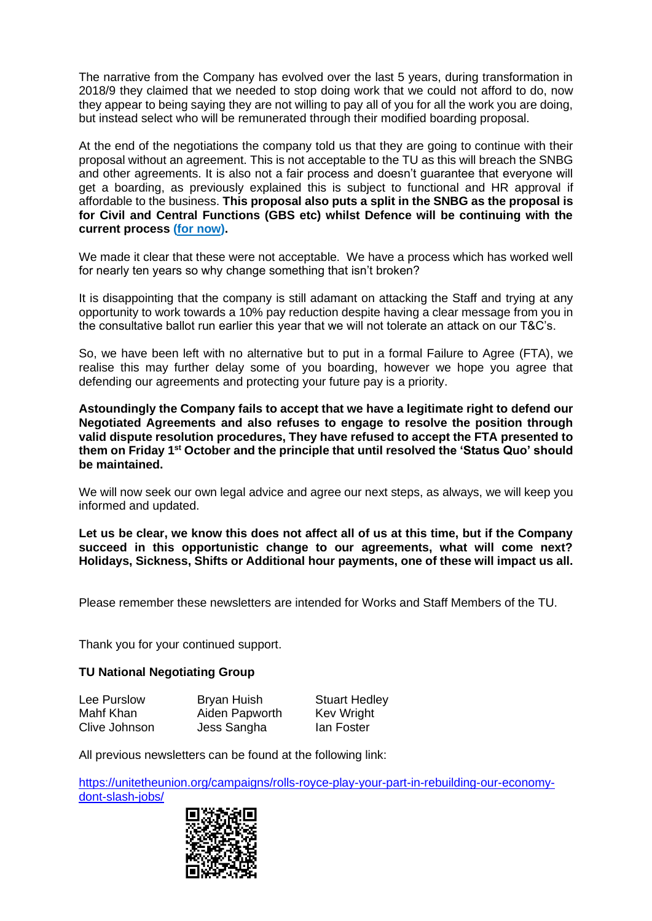The narrative from the Company has evolved over the last 5 years, during transformation in 2018/9 they claimed that we needed to stop doing work that we could not afford to do, now they appear to being saying they are not willing to pay all of you for all the work you are doing, but instead select who will be remunerated through their modified boarding proposal.

At the end of the negotiations the company told us that they are going to continue with their proposal without an agreement. This is not acceptable to the TU as this will breach the SNBG and other agreements. It is also not a fair process and doesn't guarantee that everyone will get a boarding, as previously explained this is subject to functional and HR approval if affordable to the business. **This proposal also puts a split in the SNBG as the proposal is for Civil and Central Functions (GBS etc) whilst Defence will be continuing with the current process (for now).**

We made it clear that these were not acceptable. We have a process which has worked well for nearly ten years so why change something that isn't broken?

It is disappointing that the company is still adamant on attacking the Staff and trying at any opportunity to work towards a 10% pay reduction despite having a clear message from you in the consultative ballot run earlier this year that we will not tolerate an attack on our T&C's.

So, we have been left with no alternative but to put in a formal Failure to Agree (FTA), we realise this may further delay some of you boarding, however we hope you agree that defending our agreements and protecting your future pay is a priority.

**Astoundingly the Company fails to accept that we have a legitimate right to defend our Negotiated Agreements and also refuses to engage to resolve the position through valid dispute resolution procedures, They have refused to accept the FTA presented to them on Friday 1st October and the principle that until resolved the 'Status Quo' should be maintained.**

We will now seek our own legal advice and agree our next steps, as always, we will keep you informed and updated.

**Let us be clear, we know this does not affect all of us at this time, but if the Company succeed in this opportunistic change to our agreements, what will come next? Holidays, Sickness, Shifts or Additional hour payments, one of these will impact us all.**

Please remember these newsletters are intended for Works and Staff Members of the TU.

Thank you for your continued support.

**TU National Negotiating Group**

| | | |
|---|---|---|
| Lee Purslow | Bryan Huish | Stuart Hedley |
| Mahf Khan | Aiden Papworth | Kev Wright |
| Clive Johnson | Jess Sangha | Ian Foster |

All previous newsletters can be found at the following link:

https://unitetheunion.org/campaigns/rolls-royce-play-your-part-in-rebuilding-our-economy-dont-slash-jobs/